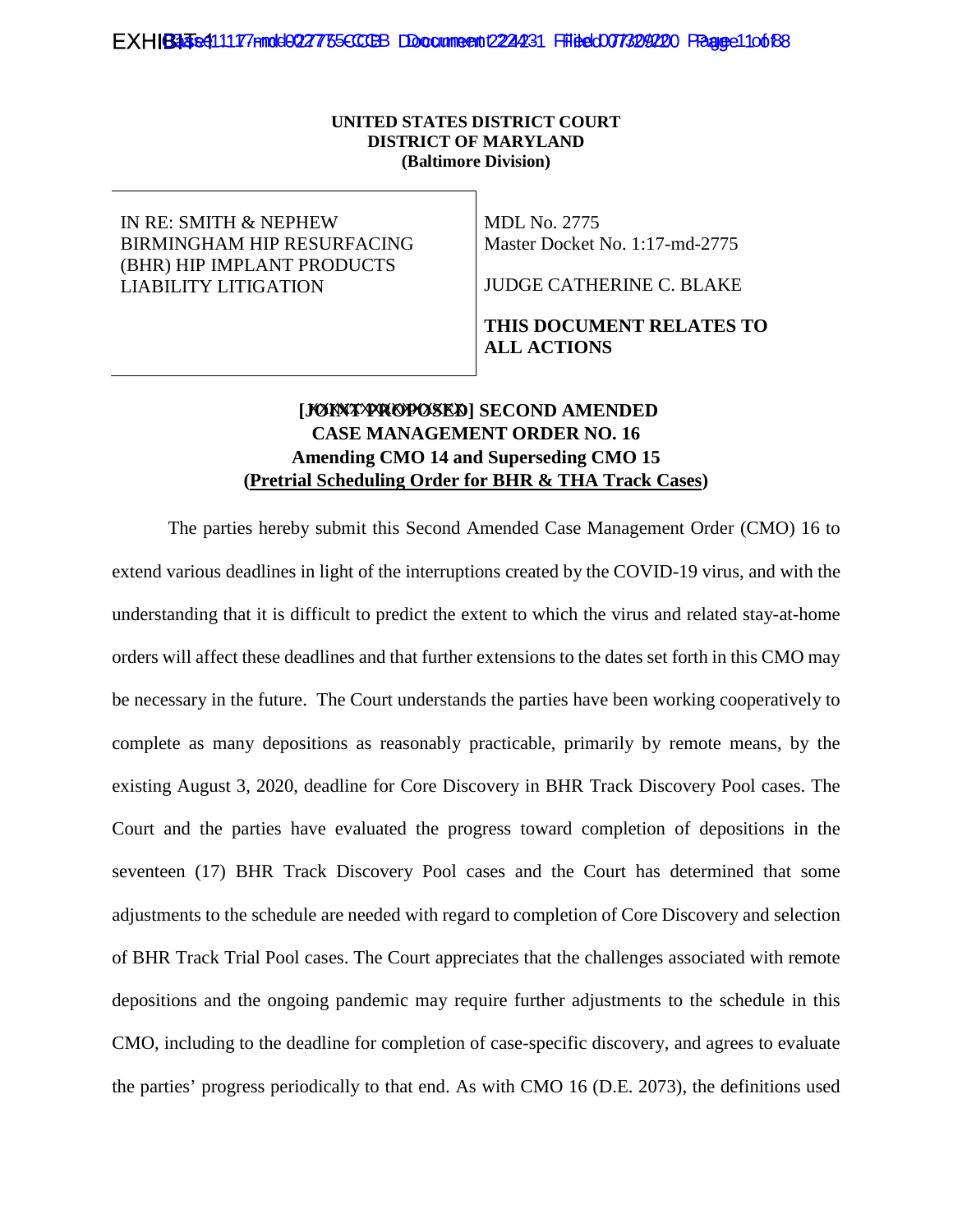**UNITED STATES DISTRICT COURT**
**DISTRICT OF MARYLAND**
**(Baltimore Division)**

| IN RE: SMITH & NEPHEW BIRMINGHAM HIP RESURFACING (BHR) HIP IMPLANT PRODUCTS LIABILITY LITIGATION | MDL No. 2775<br>Master Docket No. 1:17-md-2775<br><br>JUDGE CATHERINE C. BLAKE<br><br>**THIS DOCUMENT RELATES TO ALL ACTIONS** |
|---|---|

**[JOINT PROPOSED] SECOND AMENDED CASE MANAGEMENT ORDER NO. 16**
**Amending CMO 14 and Superseding CMO 15**
**(Pretrial Scheduling Order for BHR & THA Track Cases)**

The parties hereby submit this Second Amended Case Management Order (CMO) 16 to extend various deadlines in light of the interruptions created by the COVID-19 virus, and with the understanding that it is difficult to predict the extent to which the virus and related stay-at-home orders will affect these deadlines and that further extensions to the dates set forth in this CMO may be necessary in the future. The Court understands the parties have been working cooperatively to complete as many depositions as reasonably practicable, primarily by remote means, by the existing August 3, 2020, deadline for Core Discovery in BHR Track Discovery Pool cases. The Court and the parties have evaluated the progress toward completion of depositions in the seventeen (17) BHR Track Discovery Pool cases and the Court has determined that some adjustments to the schedule are needed with regard to completion of Core Discovery and selection of BHR Track Trial Pool cases. The Court appreciates that the challenges associated with remote depositions and the ongoing pandemic may require further adjustments to the schedule in this CMO, including to the deadline for completion of case-specific discovery, and agrees to evaluate the parties' progress periodically to that end. As with CMO 16 (D.E. 2073), the definitions used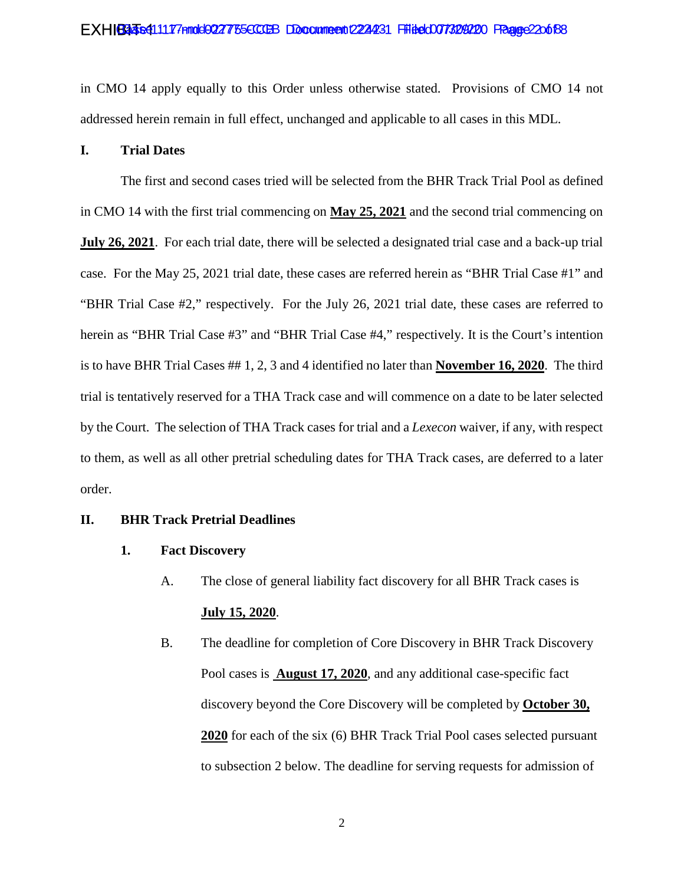in CMO 14 apply equally to this Order unless otherwise stated. Provisions of CMO 14 not addressed herein remain in full effect, unchanged and applicable to all cases in this MDL.

## I. Trial Dates

The first and second cases tried will be selected from the BHR Track Trial Pool as defined in CMO 14 with the first trial commencing on **May 25, 2021** and the second trial commencing on **July 26, 2021**. For each trial date, there will be selected a designated trial case and a back-up trial case. For the May 25, 2021 trial date, these cases are referred herein as "BHR Trial Case #1" and "BHR Trial Case #2," respectively. For the July 26, 2021 trial date, these cases are referred to herein as "BHR Trial Case #3" and "BHR Trial Case #4," respectively. It is the Court's intention is to have BHR Trial Cases ## 1, 2, 3 and 4 identified no later than **November 16, 2020**. The third trial is tentatively reserved for a THA Track case and will commence on a date to be later selected by the Court. The selection of THA Track cases for trial and a *Lexecon* waiver, if any, with respect to them, as well as all other pretrial scheduling dates for THA Track cases, are deferred to a later order.

## II. BHR Track Pretrial Deadlines

### 1. Fact Discovery

A. The close of general liability fact discovery for all BHR Track cases is **July 15, 2020**.

B. The deadline for completion of Core Discovery in BHR Track Discovery Pool cases is **August 17, 2020**, and any additional case-specific fact discovery beyond the Core Discovery will be completed by **October 30, 2020** for each of the six (6) BHR Track Trial Pool cases selected pursuant to subsection 2 below. The deadline for serving requests for admission of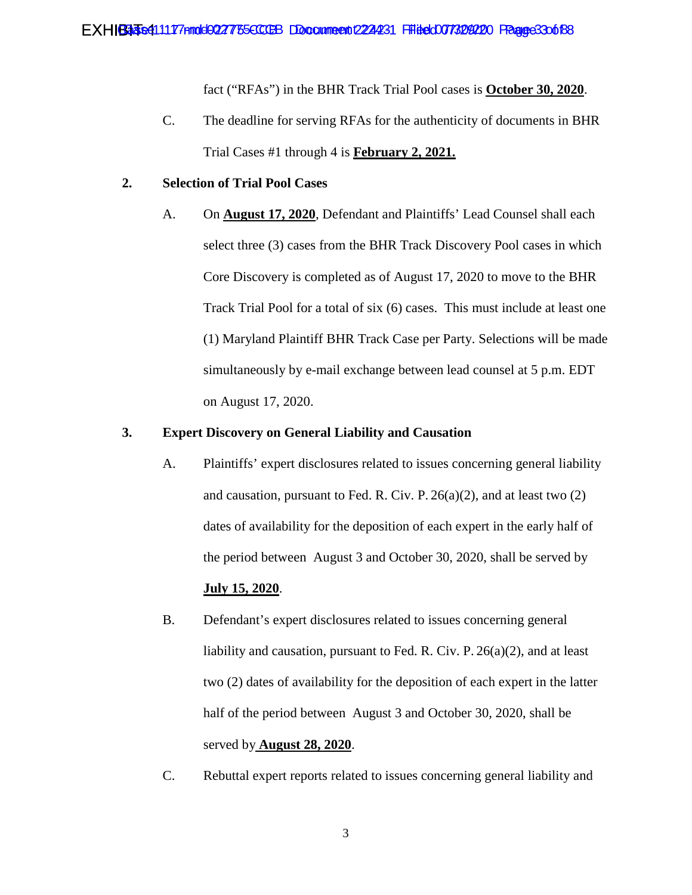fact ("RFAs") in the BHR Track Trial Pool cases is **October 30, 2020**.

C. The deadline for serving RFAs for the authenticity of documents in BHR Trial Cases #1 through 4 is **February 2, 2021.**

**2. Selection of Trial Pool Cases**

A. On **August 17, 2020**, Defendant and Plaintiffs' Lead Counsel shall each select three (3) cases from the BHR Track Discovery Pool cases in which Core Discovery is completed as of August 17, 2020 to move to the BHR Track Trial Pool for a total of six (6) cases. This must include at least one (1) Maryland Plaintiff BHR Track Case per Party. Selections will be made simultaneously by e-mail exchange between lead counsel at 5 p.m. EDT on August 17, 2020.

**3. Expert Discovery on General Liability and Causation**

A. Plaintiffs' expert disclosures related to issues concerning general liability and causation, pursuant to Fed. R. Civ. P. 26(a)(2), and at least two (2) dates of availability for the deposition of each expert in the early half of the period between August 3 and October 30, 2020, shall be served by **July 15, 2020**.

B. Defendant's expert disclosures related to issues concerning general liability and causation, pursuant to Fed. R. Civ. P. 26(a)(2), and at least two (2) dates of availability for the deposition of each expert in the latter half of the period between August 3 and October 30, 2020, shall be served by **August 28, 2020**.

C. Rebuttal expert reports related to issues concerning general liability and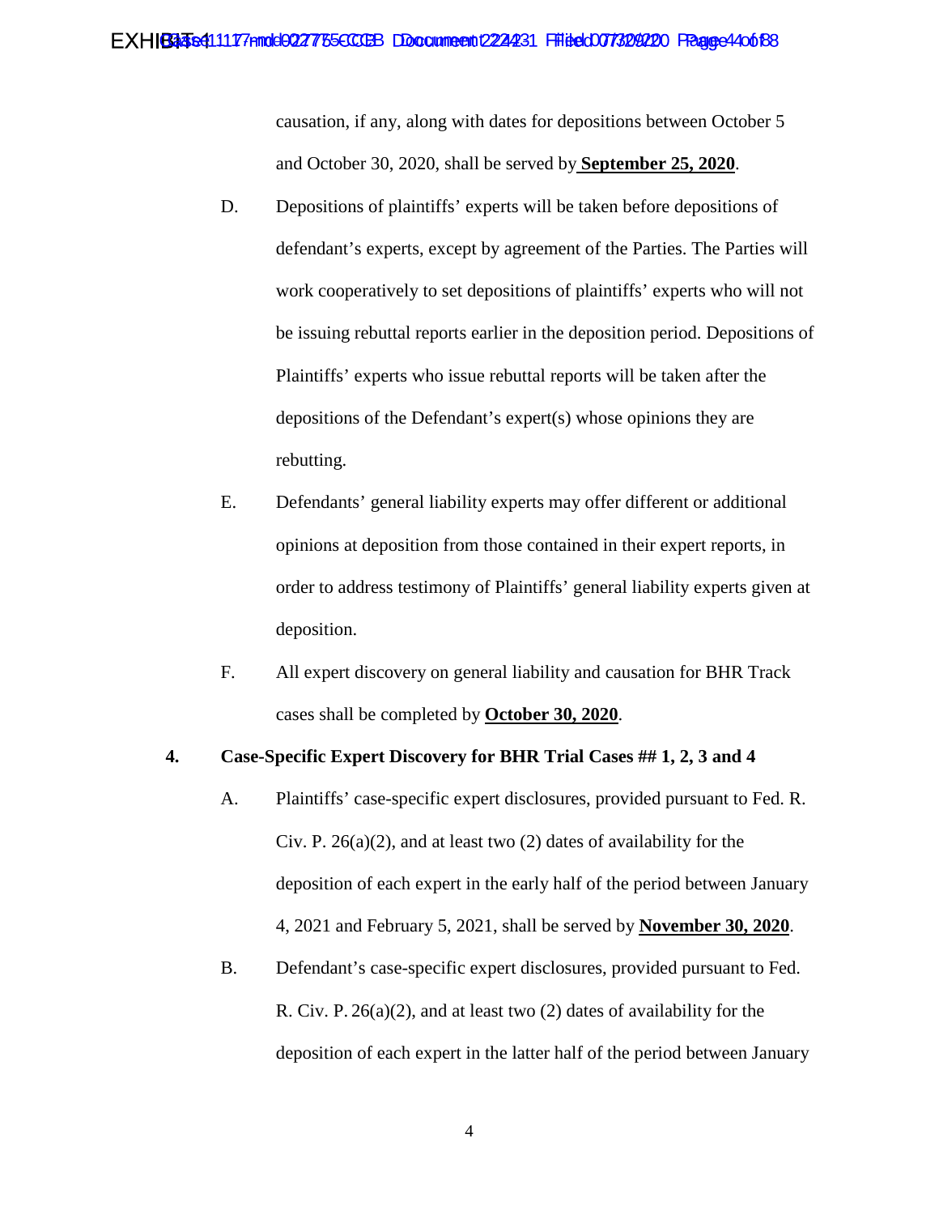causation, if any, along with dates for depositions between October 5 and October 30, 2020, shall be served by **September 25, 2020**.

D. Depositions of plaintiffs' experts will be taken before depositions of defendant's experts, except by agreement of the Parties. The Parties will work cooperatively to set depositions of plaintiffs' experts who will not be issuing rebuttal reports earlier in the deposition period. Depositions of Plaintiffs' experts who issue rebuttal reports will be taken after the depositions of the Defendant's expert(s) whose opinions they are rebutting.

E. Defendants' general liability experts may offer different or additional opinions at deposition from those contained in their expert reports, in order to address testimony of Plaintiffs' general liability experts given at deposition.

F. All expert discovery on general liability and causation for BHR Track cases shall be completed by **October 30, 2020**.

**4. Case-Specific Expert Discovery for BHR Trial Cases ## 1, 2, 3 and 4**

A. Plaintiffs' case-specific expert disclosures, provided pursuant to Fed. R. Civ. P. 26(a)(2), and at least two (2) dates of availability for the deposition of each expert in the early half of the period between January 4, 2021 and February 5, 2021, shall be served by **November 30, 2020**.

B. Defendant's case-specific expert disclosures, provided pursuant to Fed. R. Civ. P. 26(a)(2), and at least two (2) dates of availability for the deposition of each expert in the latter half of the period between January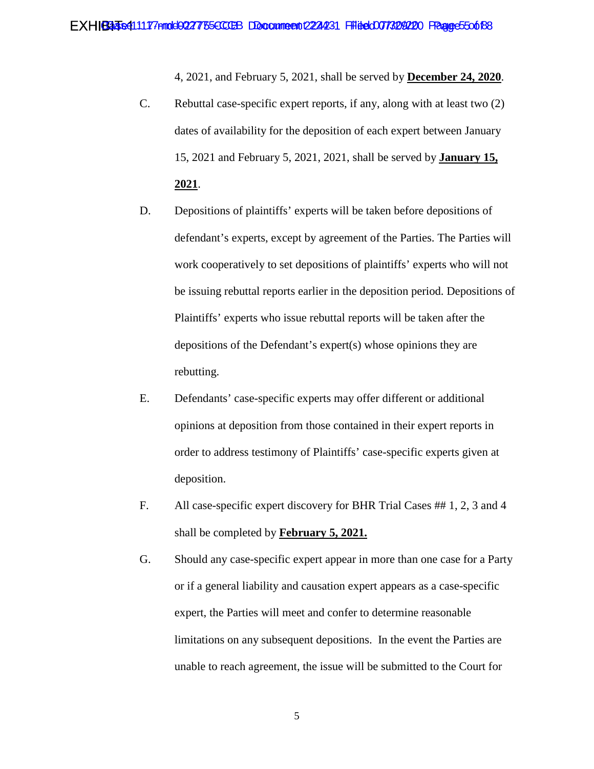4, 2021, and February 5, 2021, shall be served by **December 24, 2020**.

C. Rebuttal case-specific expert reports, if any, along with at least two (2) dates of availability for the deposition of each expert between January 15, 2021 and February 5, 2021, 2021, shall be served by **January 15, 2021**.

D. Depositions of plaintiffs' experts will be taken before depositions of defendant's experts, except by agreement of the Parties. The Parties will work cooperatively to set depositions of plaintiffs' experts who will not be issuing rebuttal reports earlier in the deposition period. Depositions of Plaintiffs' experts who issue rebuttal reports will be taken after the depositions of the Defendant's expert(s) whose opinions they are rebutting.

E. Defendants' case-specific experts may offer different or additional opinions at deposition from those contained in their expert reports in order to address testimony of Plaintiffs' case-specific experts given at deposition.

F. All case-specific expert discovery for BHR Trial Cases ## 1, 2, 3 and 4 shall be completed by **February 5, 2021.**

G. Should any case-specific expert appear in more than one case for a Party or if a general liability and causation expert appears as a case-specific expert, the Parties will meet and confer to determine reasonable limitations on any subsequent depositions. In the event the Parties are unable to reach agreement, the issue will be submitted to the Court for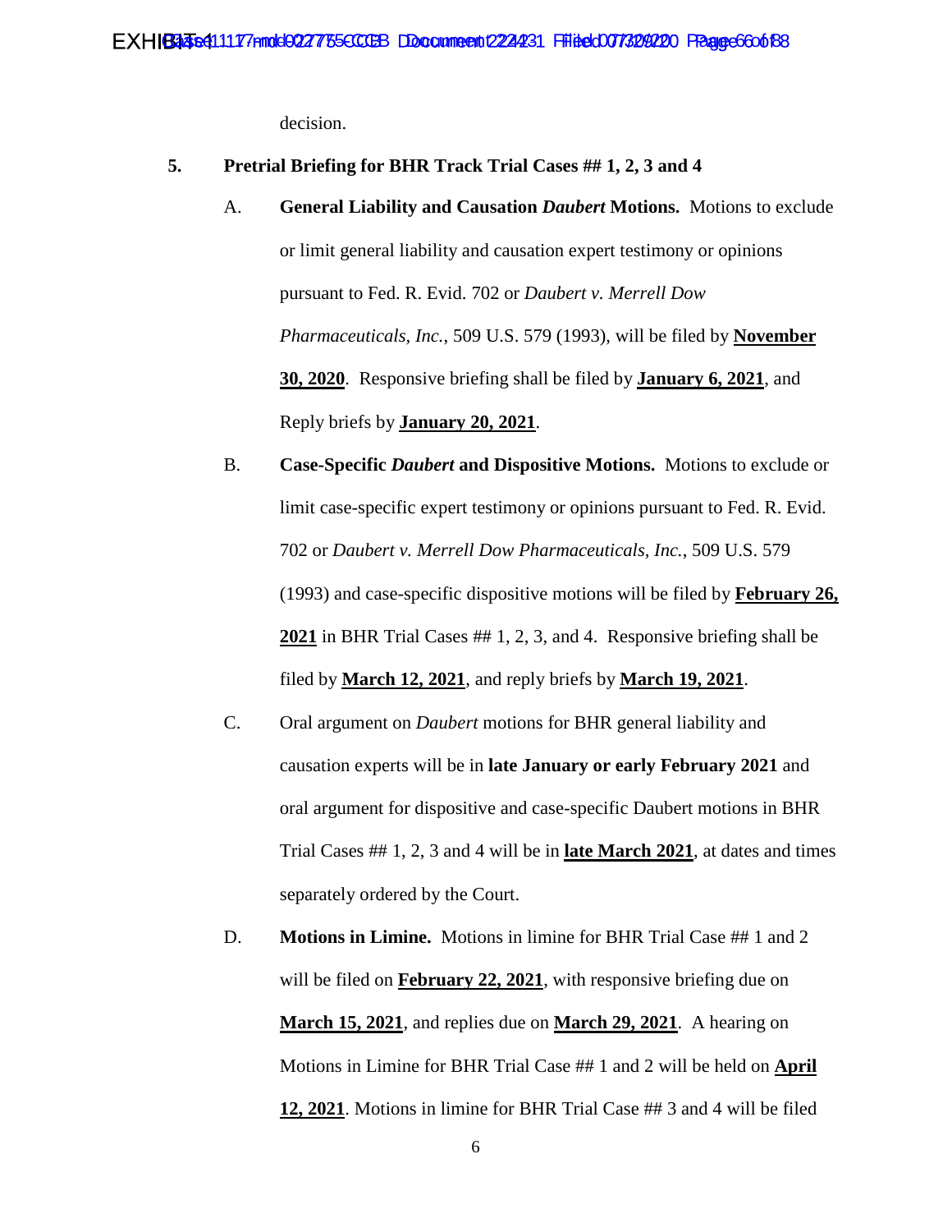decision.

5. **Pretrial Briefing for BHR Track Trial Cases ## 1, 2, 3 and 4**

   A. **General Liability and Causation *Daubert* Motions.** Motions to exclude or limit general liability and causation expert testimony or opinions pursuant to Fed. R. Evid. 702 or *Daubert v. Merrell Dow Pharmaceuticals, Inc.*, 509 U.S. 579 (1993), will be filed by **November 30, 2020**. Responsive briefing shall be filed by **January 6, 2021**, and Reply briefs by **January 20, 2021**.

   B. **Case-Specific *Daubert* and Dispositive Motions.** Motions to exclude or limit case-specific expert testimony or opinions pursuant to Fed. R. Evid. 702 or *Daubert v. Merrell Dow Pharmaceuticals, Inc.*, 509 U.S. 579 (1993) and case-specific dispositive motions will be filed by **February 26, 2021** in BHR Trial Cases ## 1, 2, 3, and 4. Responsive briefing shall be filed by **March 12, 2021**, and reply briefs by **March 19, 2021**.

   C. Oral argument on *Daubert* motions for BHR general liability and causation experts will be in **late January or early February 2021** and oral argument for dispositive and case-specific Daubert motions in BHR Trial Cases ## 1, 2, 3 and 4 will be in **late March 2021**, at dates and times separately ordered by the Court.

   D. **Motions in Limine.** Motions in limine for BHR Trial Case ## 1 and 2 will be filed on **February 22, 2021**, with responsive briefing due on **March 15, 2021**, and replies due on **March 29, 2021**. A hearing on Motions in Limine for BHR Trial Case ## 1 and 2 will be held on **April 12, 2021**. Motions in limine for BHR Trial Case ## 3 and 4 will be filed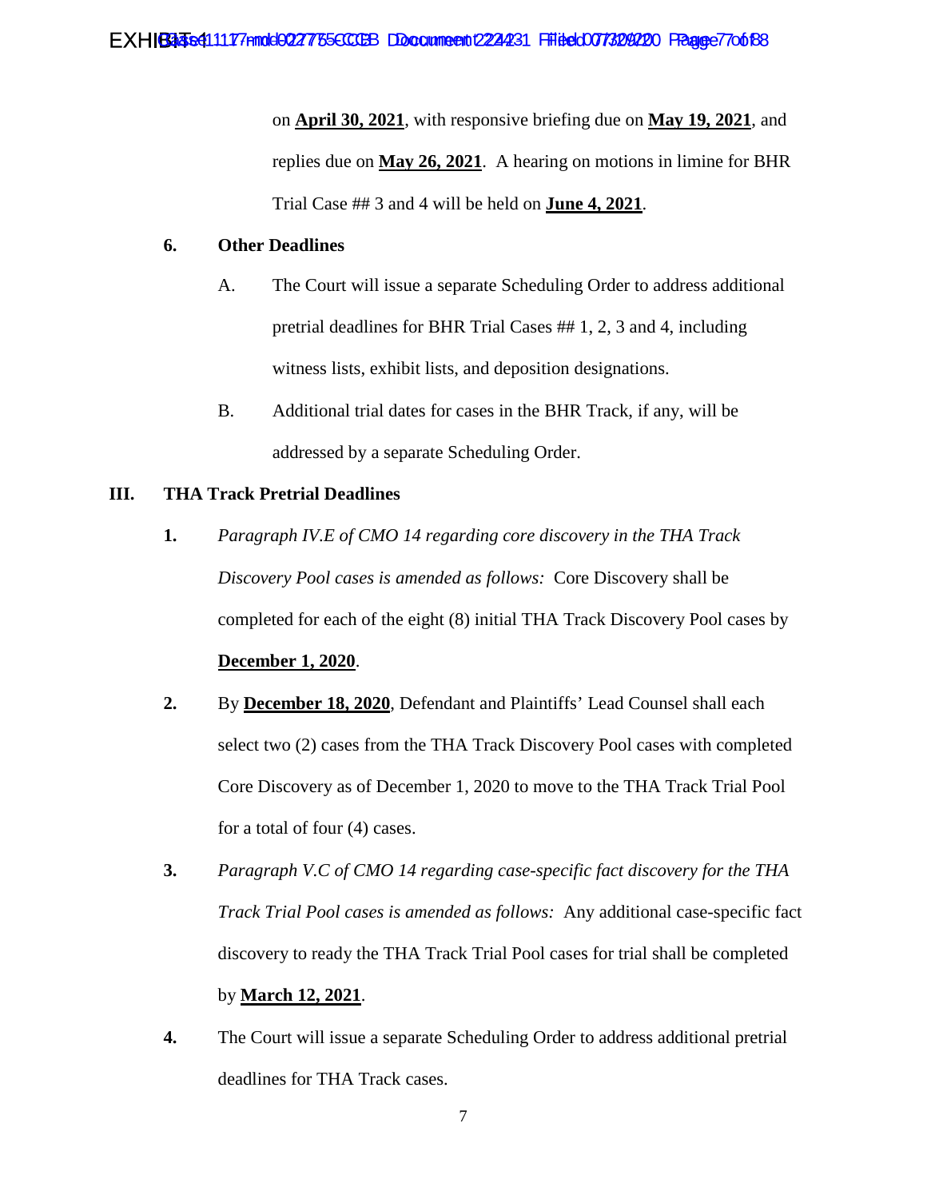on **April 30, 2021**, with responsive briefing due on **May 19, 2021**, and replies due on **May 26, 2021**. A hearing on motions in limine for BHR Trial Case ## 3 and 4 will be held on **June 4, 2021**.

**6. Other Deadlines**

A. The Court will issue a separate Scheduling Order to address additional pretrial deadlines for BHR Trial Cases ## 1, 2, 3 and 4, including witness lists, exhibit lists, and deposition designations.

B. Additional trial dates for cases in the BHR Track, if any, will be addressed by a separate Scheduling Order.

## III. THA Track Pretrial Deadlines

**1.** *Paragraph IV.E of CMO 14 regarding core discovery in the THA Track Discovery Pool cases is amended as follows:* Core Discovery shall be completed for each of the eight (8) initial THA Track Discovery Pool cases by **December 1, 2020**.

**2.** By **December 18, 2020**, Defendant and Plaintiffs' Lead Counsel shall each select two (2) cases from the THA Track Discovery Pool cases with completed Core Discovery as of December 1, 2020 to move to the THA Track Trial Pool for a total of four (4) cases.

**3.** *Paragraph V.C of CMO 14 regarding case-specific fact discovery for the THA Track Trial Pool cases is amended as follows:* Any additional case-specific fact discovery to ready the THA Track Trial Pool cases for trial shall be completed by **March 12, 2021**.

**4.** The Court will issue a separate Scheduling Order to address additional pretrial deadlines for THA Track cases.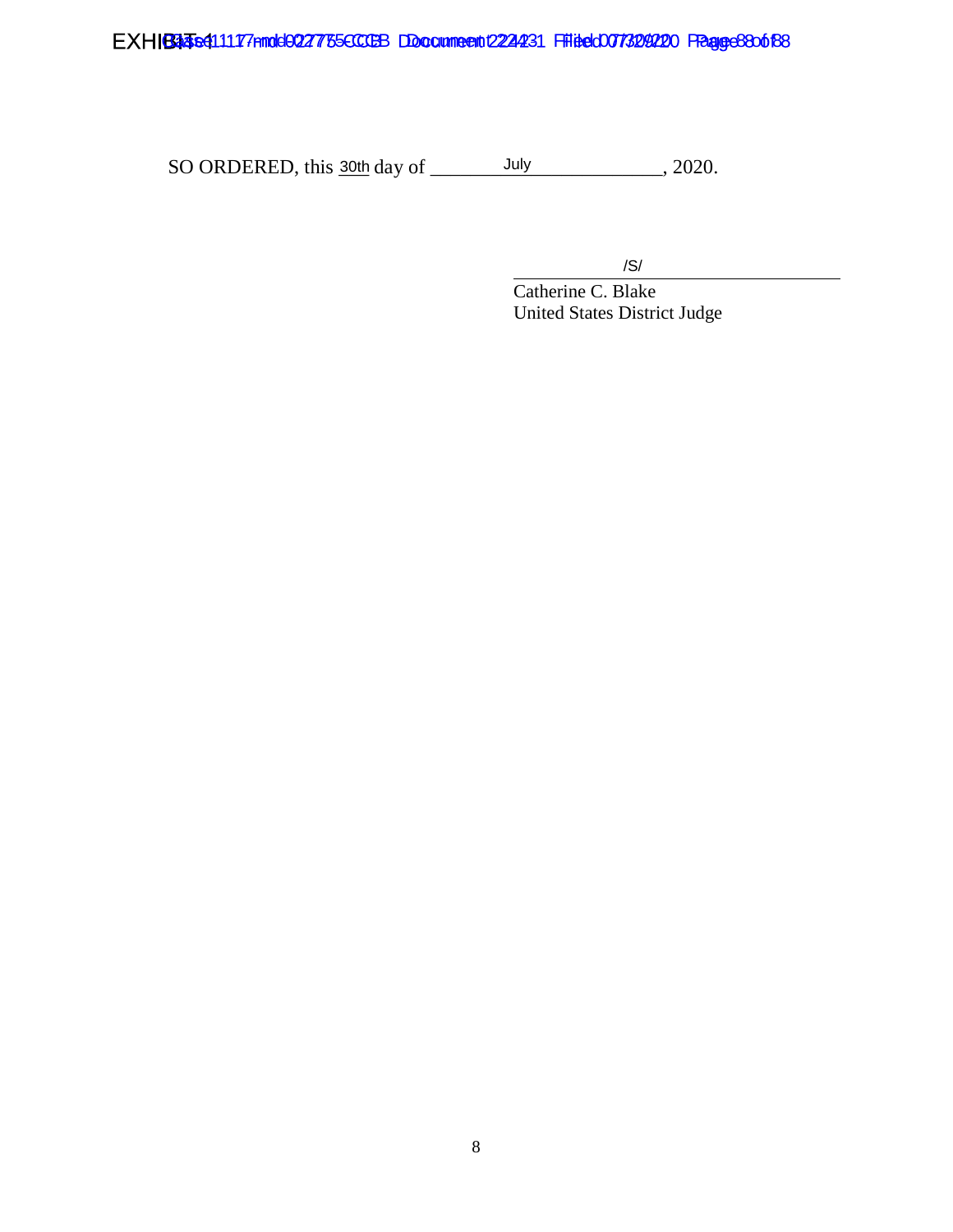SO ORDERED, this 30th day of July, 2020.

/S/

Catherine C. Blake
United States District Judge